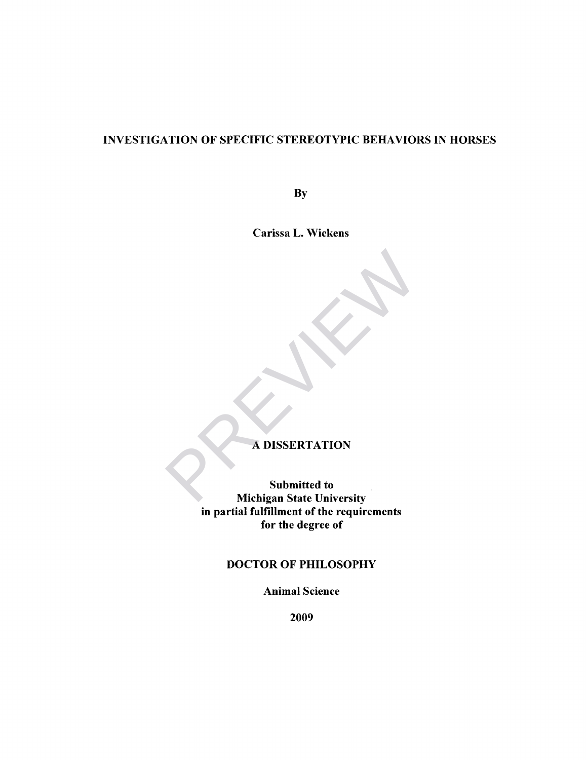# INVESTIGATION OF SPECIFIC STEREOTYPIC BEHAVIORS IN HORSES

By

Carissa L. Wickens

A DISSERTATION

Submitted to
Michigan State University
in partial fulfillment of the requirements
for the degree of

DOCTOR OF PHILOSOPHY

Animal Science

2009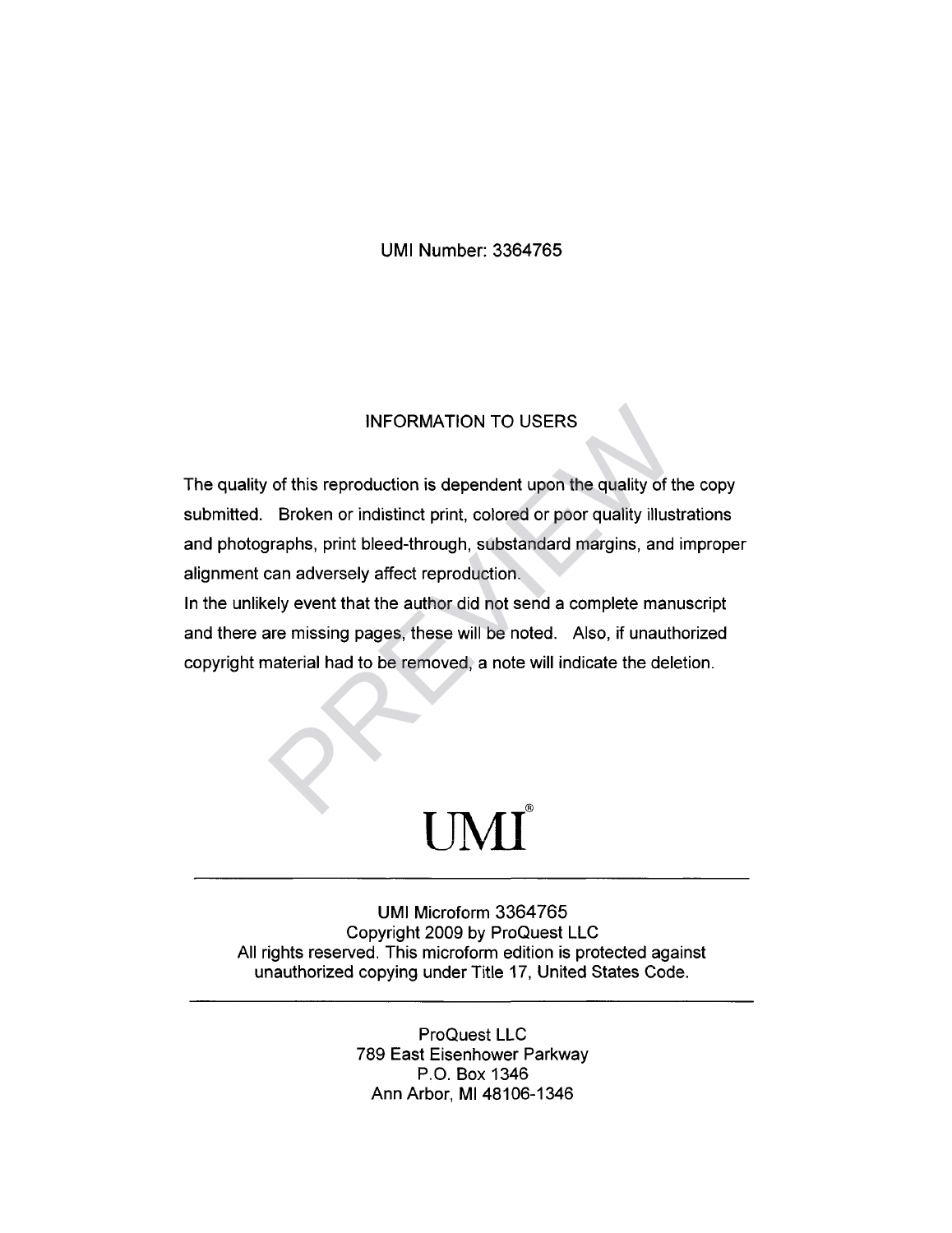UMI Number: 3364765

## INFORMATION TO USERS

The quality of this reproduction is dependent upon the quality of the copy submitted. Broken or indistinct print, colored or poor quality illustrations and photographs, print bleed-through, substandard margins, and improper alignment can adversely affect reproduction.

In the unlikely event that the author did not send a complete manuscript and there are missing pages, these will be noted. Also, if unauthorized copyright material had to be removed, a note will indicate the deletion.

# UMI®

---

UMI Microform 3364765
Copyright 2009 by ProQuest LLC
All rights reserved. This microform edition is protected against unauthorized copying under Title 17, United States Code.

---

ProQuest LLC
789 East Eisenhower Parkway
P.O. Box 1346
Ann Arbor, MI 48106-1346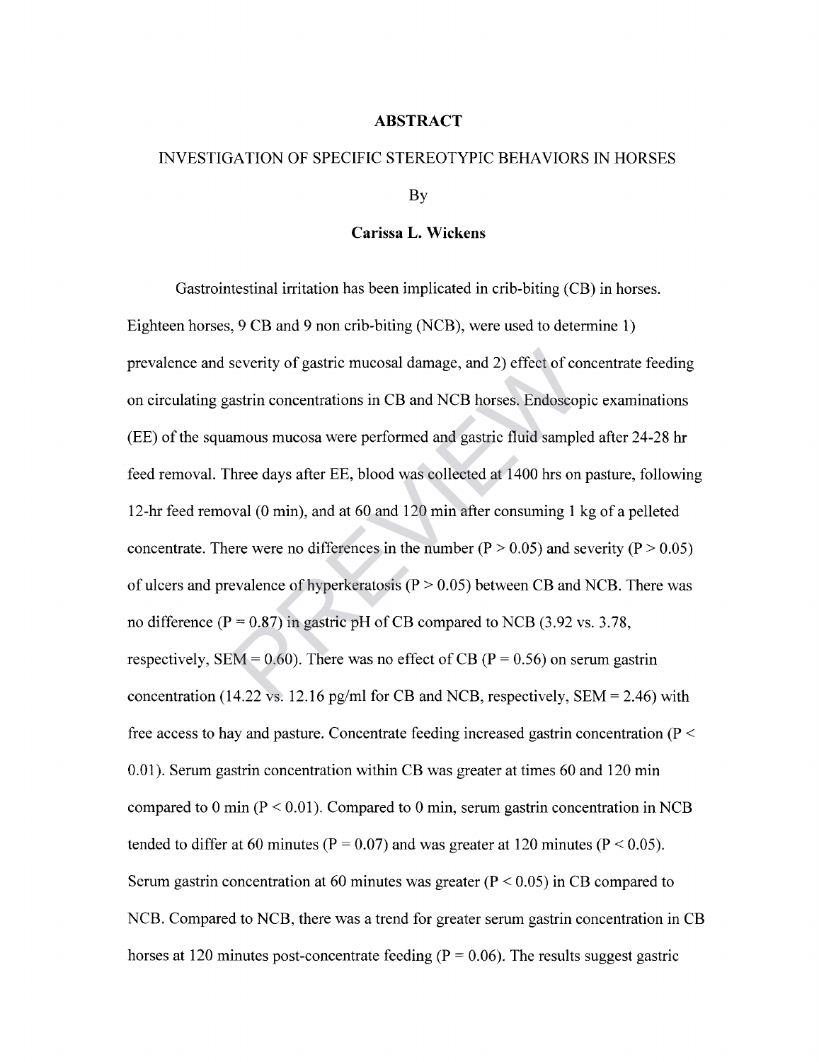# ABSTRACT

## INVESTIGATION OF SPECIFIC STEREOTYPIC BEHAVIORS IN HORSES

By

**Carissa L. Wickens**

Gastrointestinal irritation has been implicated in crib-biting (CB) in horses. Eighteen horses, 9 CB and 9 non crib-biting (NCB), were used to determine 1) prevalence and severity of gastric mucosal damage, and 2) effect of concentrate feeding on circulating gastrin concentrations in CB and NCB horses. Endoscopic examinations (EE) of the squamous mucosa were performed and gastric fluid sampled after 24-28 hr feed removal. Three days after EE, blood was collected at 1400 hrs on pasture, following 12-hr feed removal (0 min), and at 60 and 120 min after consuming 1 kg of a pelleted concentrate. There were no differences in the number ($P > 0.05$) and severity ($P > 0.05$) of ulcers and prevalence of hyperkeratosis ($P > 0.05$) between CB and NCB. There was no difference ($P = 0.87$) in gastric pH of CB compared to NCB (3.92 vs. 3.78, respectively, SEM = 0.60). There was no effect of CB ($P = 0.56$) on serum gastrin concentration (14.22 vs. 12.16 pg/ml for CB and NCB, respectively, SEM = 2.46) with free access to hay and pasture. Concentrate feeding increased gastrin concentration ($P < 0.01$). Serum gastrin concentration within CB was greater at times 60 and 120 min compared to 0 min ($P < 0.01$). Compared to 0 min, serum gastrin concentration in NCB tended to differ at 60 minutes ($P = 0.07$) and was greater at 120 minutes ($P < 0.05$). Serum gastrin concentration at 60 minutes was greater ($P < 0.05$) in CB compared to NCB. Compared to NCB, there was a trend for greater serum gastrin concentration in CB horses at 120 minutes post-concentrate feeding ($P = 0.06$). The results suggest gastric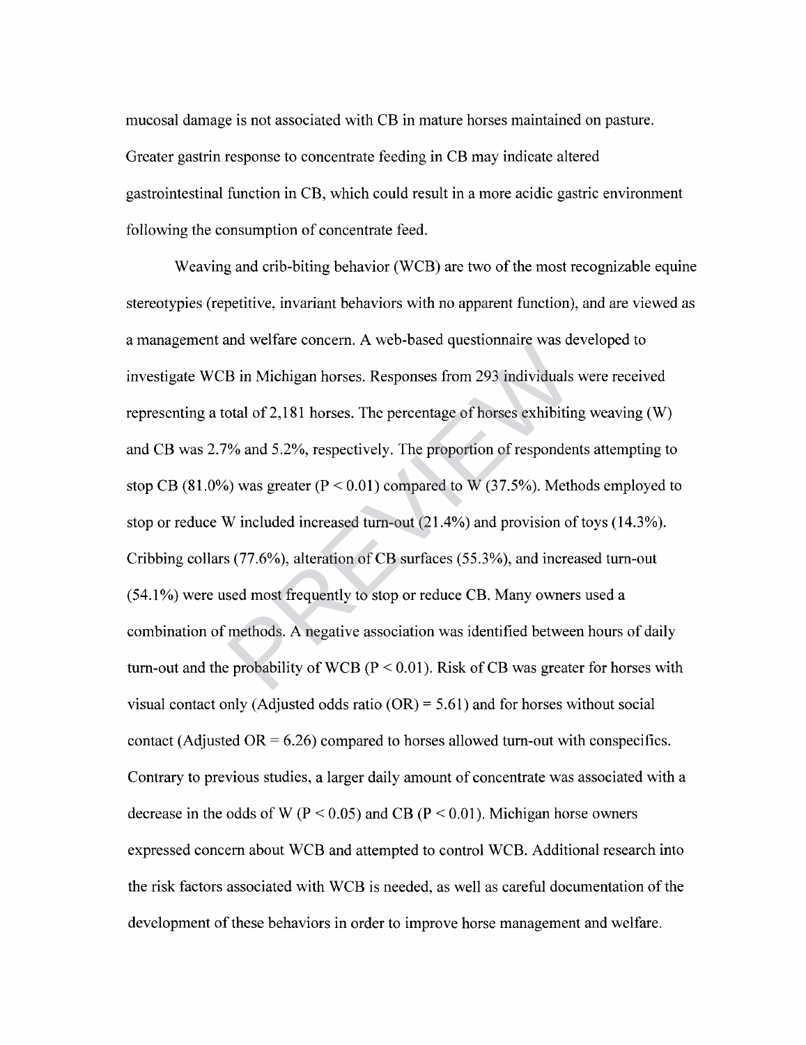mucosal damage is not associated with CB in mature horses maintained on pasture. Greater gastrin response to concentrate feeding in CB may indicate altered gastrointestinal function in CB, which could result in a more acidic gastric environment following the consumption of concentrate feed.

Weaving and crib-biting behavior (WCB) are two of the most recognizable equine stereotypies (repetitive, invariant behaviors with no apparent function), and are viewed as a management and welfare concern. A web-based questionnaire was developed to investigate WCB in Michigan horses. Responses from 293 individuals were received representing a total of 2,181 horses. The percentage of horses exhibiting weaving (W) and CB was 2.7% and 5.2%, respectively. The proportion of respondents attempting to stop CB (81.0%) was greater ($P < 0.01$) compared to W (37.5%). Methods employed to stop or reduce W included increased turn-out (21.4%) and provision of toys (14.3%). Cribbing collars (77.6%), alteration of CB surfaces (55.3%), and increased turn-out (54.1%) were used most frequently to stop or reduce CB. Many owners used a combination of methods. A negative association was identified between hours of daily turn-out and the probability of WCB ($P < 0.01$). Risk of CB was greater for horses with visual contact only (Adjusted odds ratio (OR) = 5.61) and for horses without social contact (Adjusted OR = 6.26) compared to horses allowed turn-out with conspecifics. Contrary to previous studies, a larger daily amount of concentrate was associated with a decrease in the odds of W ($P < 0.05$) and CB ($P < 0.01$). Michigan horse owners expressed concern about WCB and attempted to control WCB. Additional research into the risk factors associated with WCB is needed, as well as careful documentation of the development of these behaviors in order to improve horse management and welfare.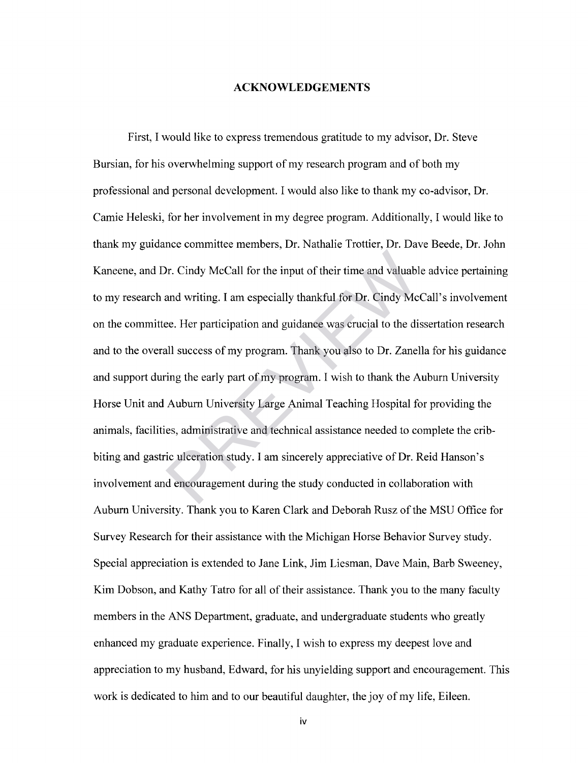# ACKNOWLEDGEMENTS

First, I would like to express tremendous gratitude to my advisor, Dr. Steve Bursian, for his overwhelming support of my research program and of both my professional and personal development. I would also like to thank my co-advisor, Dr. Camie Heleski, for her involvement in my degree program. Additionally, I would like to thank my guidance committee members, Dr. Nathalie Trottier, Dr. Dave Beede, Dr. John Kaneene, and Dr. Cindy McCall for the input of their time and valuable advice pertaining to my research and writing. I am especially thankful for Dr. Cindy McCall's involvement on the committee. Her participation and guidance was crucial to the dissertation research and to the overall success of my program. Thank you also to Dr. Zanella for his guidance and support during the early part of my program. I wish to thank the Auburn University Horse Unit and Auburn University Large Animal Teaching Hospital for providing the animals, facilities, administrative and technical assistance needed to complete the crib-biting and gastric ulceration study. I am sincerely appreciative of Dr. Reid Hanson's involvement and encouragement during the study conducted in collaboration with Auburn University. Thank you to Karen Clark and Deborah Rusz of the MSU Office for Survey Research for their assistance with the Michigan Horse Behavior Survey study. Special appreciation is extended to Jane Link, Jim Liesman, Dave Main, Barb Sweeney, Kim Dobson, and Kathy Tatro for all of their assistance. Thank you to the many faculty members in the ANS Department, graduate, and undergraduate students who greatly enhanced my graduate experience. Finally, I wish to express my deepest love and appreciation to my husband, Edward, for his unyielding support and encouragement. This work is dedicated to him and to our beautiful daughter, the joy of my life, Eileen.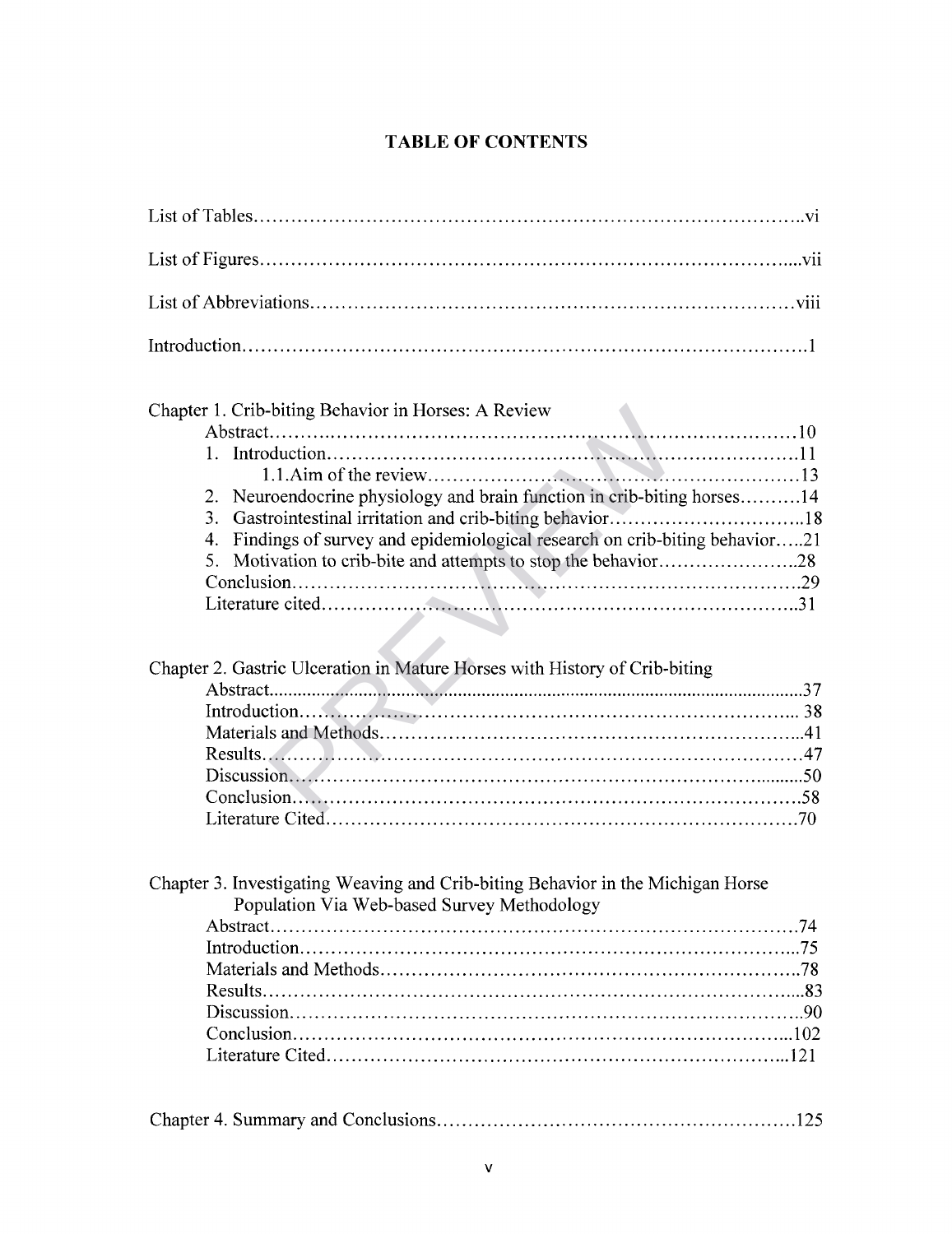# TABLE OF CONTENTS

List of Tables……………………………………………………………………………..vi

List of Figures…………………………………………………………………………....vii

List of Abbreviations……………………………………………………………………viii

Introduction……………………………………………………………………………….1

Chapter 1. Crib-biting Behavior in Horses: A Review

- Abstract…………………………………………………………………………10
- 1. Introduction……………………………………………………………………11
  - 1.1. Aim of the review……………………………………………………13
- 2. Neuroendocrine physiology and brain function in crib-biting horses……….14
- 3. Gastrointestinal irritation and crib-biting behavior…………………………..18
- 4. Findings of survey and epidemiological research on crib-biting behavior…..21
- 5. Motivation to crib-bite and attempts to stop the behavior…………………..28
- Conclusion………………………………………………………………………29
- Literature cited…………………………………………………………………..31

Chapter 2. Gastric Ulceration in Mature Horses with History of Crib-biting

- Abstract....................................................................................................................37
- Introduction……………………………………………………………………... 38
- Materials and Methods…………………………………………………………...41
- Results……………………………………………………………………………47
- Discussion…………………………………………………………………..........50
- Conclusion………………………………………………………………………58
- Literature Cited…………………………………………………………………70

Chapter 3. Investigating Weaving and Crib-biting Behavior in the Michigan Horse Population Via Web-based Survey Methodology

- Abstract…………………………………………………………………………74
- Introduction……………………………………………………………………...75
- Materials and Methods…………………………………………………………..78
- Results…………………………………………………………………………....83
- Discussion………………………………………………………………………..90
- Conclusion……………………………………………………………………...102
- Literature Cited………………………………………………………………...121

Chapter 4. Summary and Conclusions…………………………………………………125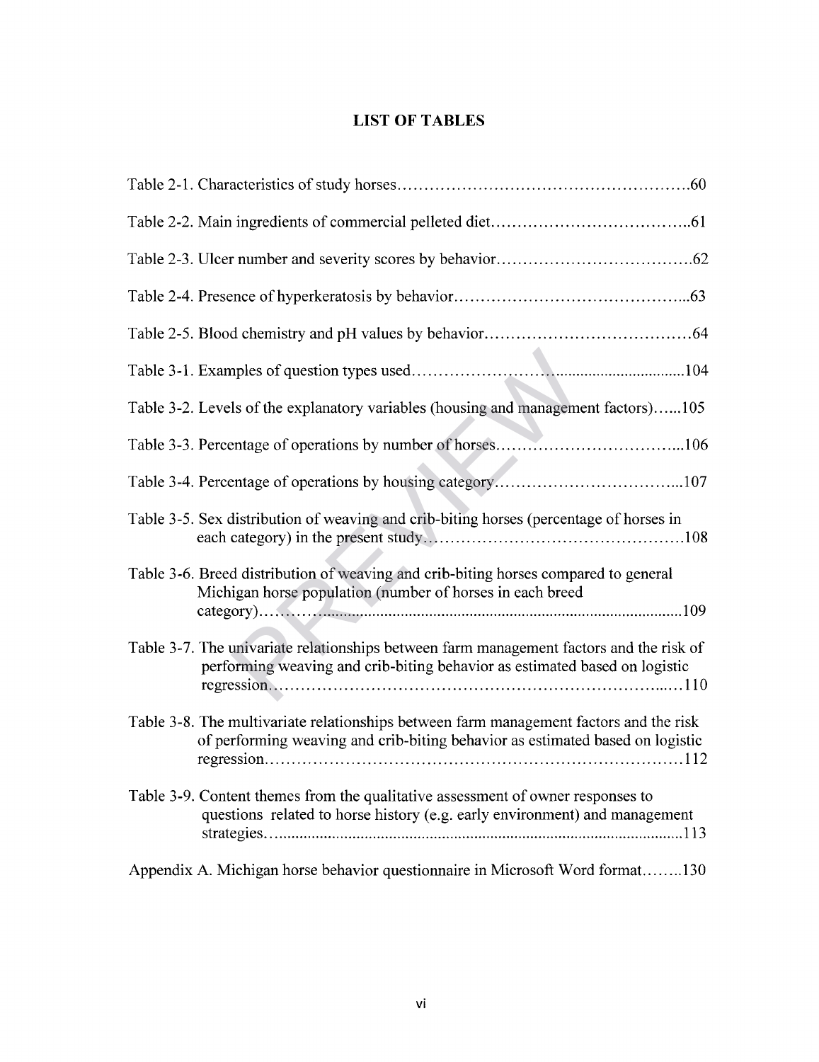# LIST OF TABLES

Table 2-1. Characteristics of study horses....................................................60

Table 2-2. Main ingredients of commercial pelleted diet...................................61

Table 2-3. Ulcer number and severity scores by behavior..................................62

Table 2-4. Presence of hyperkeratosis by behavior..........................................63

Table 2-5. Blood chemistry and pH values by behavior.....................................64

Table 3-1. Examples of question types used.................................................104

Table 3-2. Levels of the explanatory variables (housing and management factors)......105

Table 3-3. Percentage of operations by number of horses..................................106

Table 3-4. Percentage of operations by housing category..................................107

Table 3-5. Sex distribution of weaving and crib-biting horses (percentage of horses in each category) in the present study.............................................108

Table 3-6. Breed distribution of weaving and crib-biting horses compared to general Michigan horse population (number of horses in each breed category).........................................................................................109

Table 3-7. The univariate relationships between farm management factors and the risk of performing weaving and crib-biting behavior as estimated based on logistic regression..................................................................................110

Table 3-8. The multivariate relationships between farm management factors and the risk of performing weaving and crib-biting behavior as estimated based on logistic regression..................................................................................112

Table 3-9. Content themes from the qualitative assessment of owner responses to questions related to horse history (e.g. early environment) and management strategies...................................................................................113

Appendix A. Michigan horse behavior questionnaire in Microsoft Word format........130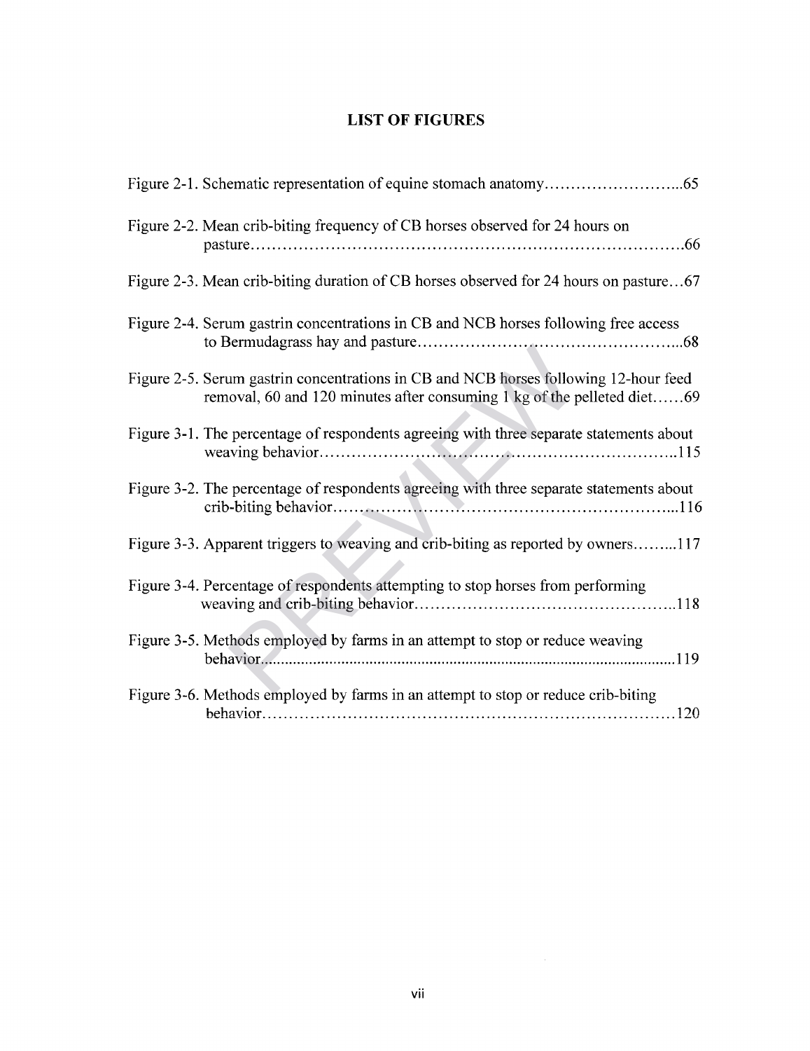# LIST OF FIGURES

Figure 2-1. Schematic representation of equine stomach anatomy..........................65

Figure 2-2. Mean crib-biting frequency of CB horses observed for 24 hours on pasture..........................................................................66

Figure 2-3. Mean crib-biting duration of CB horses observed for 24 hours on pasture...67

Figure 2-4. Serum gastrin concentrations in CB and NCB horses following free access to Bermudagrass hay and pasture................................................68

Figure 2-5. Serum gastrin concentrations in CB and NCB horses following 12-hour feed removal, 60 and 120 minutes after consuming 1 kg of the pelleted diet......69

Figure 3-1. The percentage of respondents agreeing with three separate statements about weaving behavior..............................................................115

Figure 3-2. The percentage of respondents agreeing with three separate statements about crib-biting behavior..........................................................116

Figure 3-3. Apparent triggers to weaving and crib-biting as reported by owners.........117

Figure 3-4. Percentage of respondents attempting to stop horses from performing weaving and crib-biting behavior.............................................118

Figure 3-5. Methods employed by farms in an attempt to stop or reduce weaving behavior.................................................................................119

Figure 3-6. Methods employed by farms in an attempt to stop or reduce crib-biting behavior...............................................................................120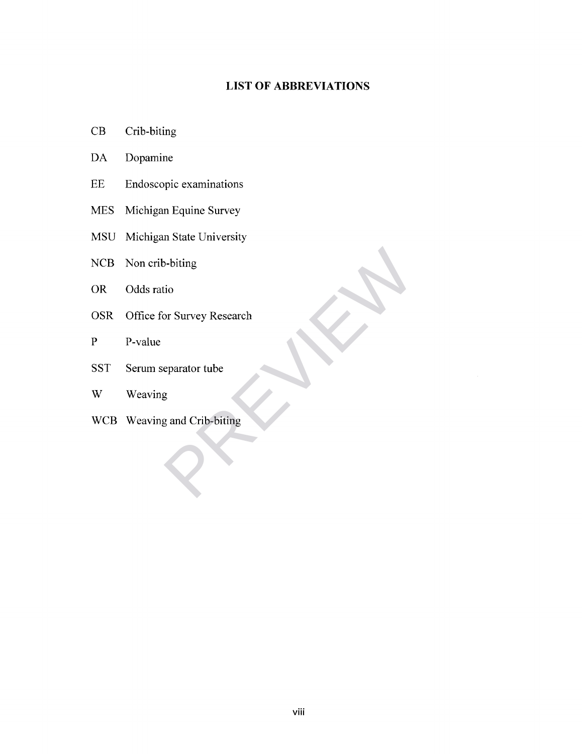## LIST OF ABBREVIATIONS

| | |
|---|---|
| CB | Crib-biting |
| DA | Dopamine |
| EE | Endoscopic examinations |
| MES | Michigan Equine Survey |
| MSU | Michigan State University |
| NCB | Non crib-biting |
| OR | Odds ratio |
| OSR | Office for Survey Research |
| P | P-value |
| SST | Serum separator tube |
| W | Weaving |
| WCB | Weaving and Crib-biting |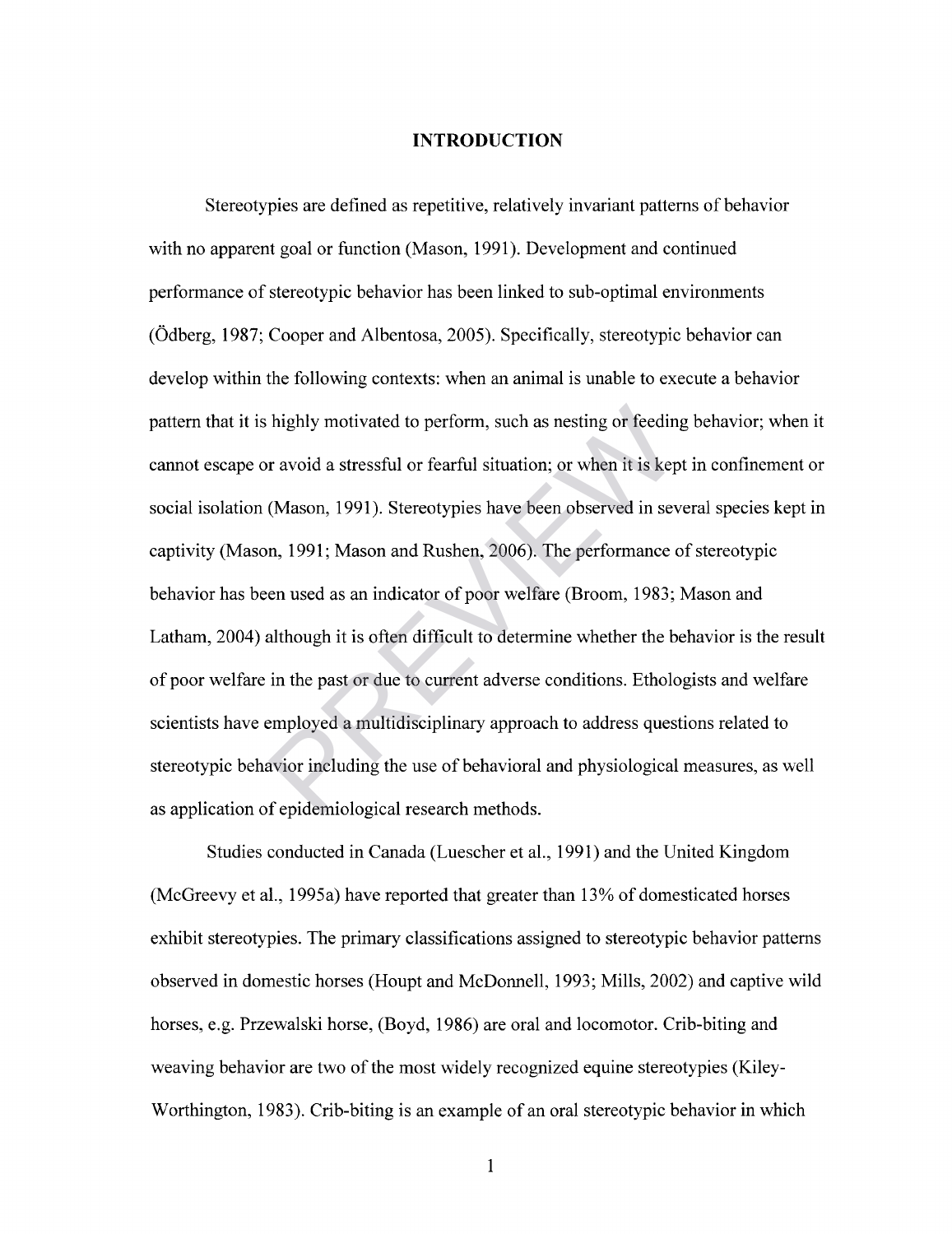# INTRODUCTION

Stereotypies are defined as repetitive, relatively invariant patterns of behavior with no apparent goal or function (Mason, 1991). Development and continued performance of stereotypic behavior has been linked to sub-optimal environments (Ödberg, 1987; Cooper and Albentosa, 2005). Specifically, stereotypic behavior can develop within the following contexts: when an animal is unable to execute a behavior pattern that it is highly motivated to perform, such as nesting or feeding behavior; when it cannot escape or avoid a stressful or fearful situation; or when it is kept in confinement or social isolation (Mason, 1991). Stereotypies have been observed in several species kept in captivity (Mason, 1991; Mason and Rushen, 2006). The performance of stereotypic behavior has been used as an indicator of poor welfare (Broom, 1983; Mason and Latham, 2004) although it is often difficult to determine whether the behavior is the result of poor welfare in the past or due to current adverse conditions. Ethologists and welfare scientists have employed a multidisciplinary approach to address questions related to stereotypic behavior including the use of behavioral and physiological measures, as well as application of epidemiological research methods.

Studies conducted in Canada (Luescher et al., 1991) and the United Kingdom (McGreevy et al., 1995a) have reported that greater than 13% of domesticated horses exhibit stereotypies. The primary classifications assigned to stereotypic behavior patterns observed in domestic horses (Houpt and McDonnell, 1993; Mills, 2002) and captive wild horses, e.g. Przewalski horse, (Boyd, 1986) are oral and locomotor. Crib-biting and weaving behavior are two of the most widely recognized equine stereotypies (Kiley-Worthington, 1983). Crib-biting is an example of an oral stereotypic behavior in which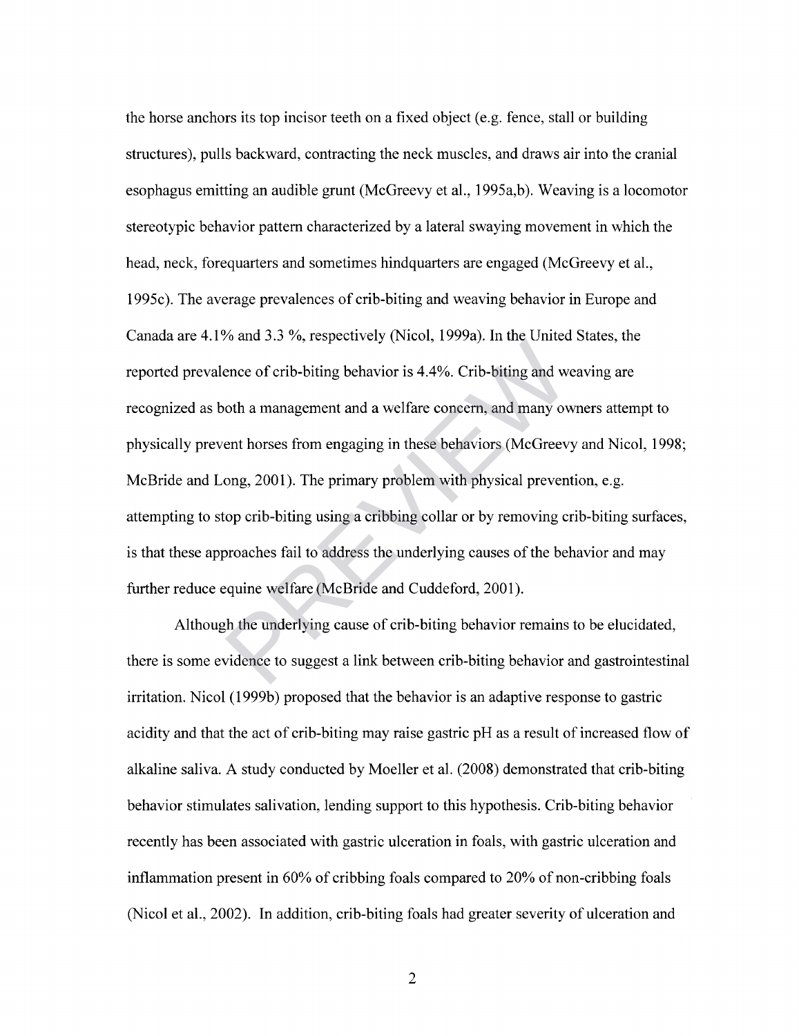the horse anchors its top incisor teeth on a fixed object (e.g. fence, stall or building structures), pulls backward, contracting the neck muscles, and draws air into the cranial esophagus emitting an audible grunt (McGreevy et al., 1995a,b). Weaving is a locomotor stereotypic behavior pattern characterized by a lateral swaying movement in which the head, neck, forequarters and sometimes hindquarters are engaged (McGreevy et al., 1995c). The average prevalences of crib-biting and weaving behavior in Europe and Canada are 4.1% and 3.3 %, respectively (Nicol, 1999a). In the United States, the reported prevalence of crib-biting behavior is 4.4%. Crib-biting and weaving are recognized as both a management and a welfare concern, and many owners attempt to physically prevent horses from engaging in these behaviors (McGreevy and Nicol, 1998; McBride and Long, 2001). The primary problem with physical prevention, e.g. attempting to stop crib-biting using a cribbing collar or by removing crib-biting surfaces, is that these approaches fail to address the underlying causes of the behavior and may further reduce equine welfare (McBride and Cuddeford, 2001).

Although the underlying cause of crib-biting behavior remains to be elucidated, there is some evidence to suggest a link between crib-biting behavior and gastrointestinal irritation. Nicol (1999b) proposed that the behavior is an adaptive response to gastric acidity and that the act of crib-biting may raise gastric pH as a result of increased flow of alkaline saliva. A study conducted by Moeller et al. (2008) demonstrated that crib-biting behavior stimulates salivation, lending support to this hypothesis. Crib-biting behavior recently has been associated with gastric ulceration in foals, with gastric ulceration and inflammation present in 60% of cribbing foals compared to 20% of non-cribbing foals (Nicol et al., 2002). In addition, crib-biting foals had greater severity of ulceration and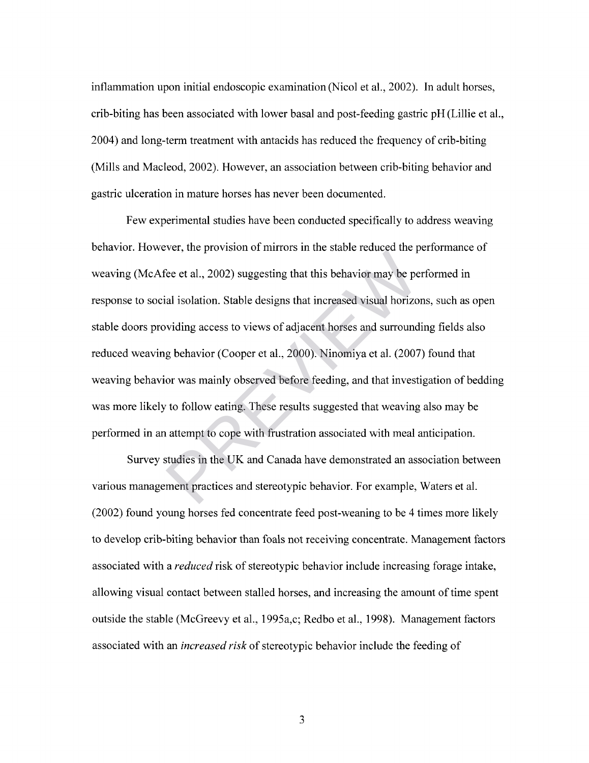inflammation upon initial endoscopic examination (Nicol et al., 2002). In adult horses, crib-biting has been associated with lower basal and post-feeding gastric pH (Lillie et al., 2004) and long-term treatment with antacids has reduced the frequency of crib-biting (Mills and Macleod, 2002). However, an association between crib-biting behavior and gastric ulceration in mature horses has never been documented.

Few experimental studies have been conducted specifically to address weaving behavior. However, the provision of mirrors in the stable reduced the performance of weaving (McAfee et al., 2002) suggesting that this behavior may be performed in response to social isolation. Stable designs that increased visual horizons, such as open stable doors providing access to views of adjacent horses and surrounding fields also reduced weaving behavior (Cooper et al., 2000). Ninomiya et al. (2007) found that weaving behavior was mainly observed before feeding, and that investigation of bedding was more likely to follow eating. These results suggested that weaving also may be performed in an attempt to cope with frustration associated with meal anticipation.

Survey studies in the UK and Canada have demonstrated an association between various management practices and stereotypic behavior. For example, Waters et al. (2002) found young horses fed concentrate feed post-weaning to be 4 times more likely to develop crib-biting behavior than foals not receiving concentrate. Management factors associated with a *reduced* risk of stereotypic behavior include increasing forage intake, allowing visual contact between stalled horses, and increasing the amount of time spent outside the stable (McGreevy et al., 1995a,c; Redbo et al., 1998). Management factors associated with an *increased risk* of stereotypic behavior include the feeding of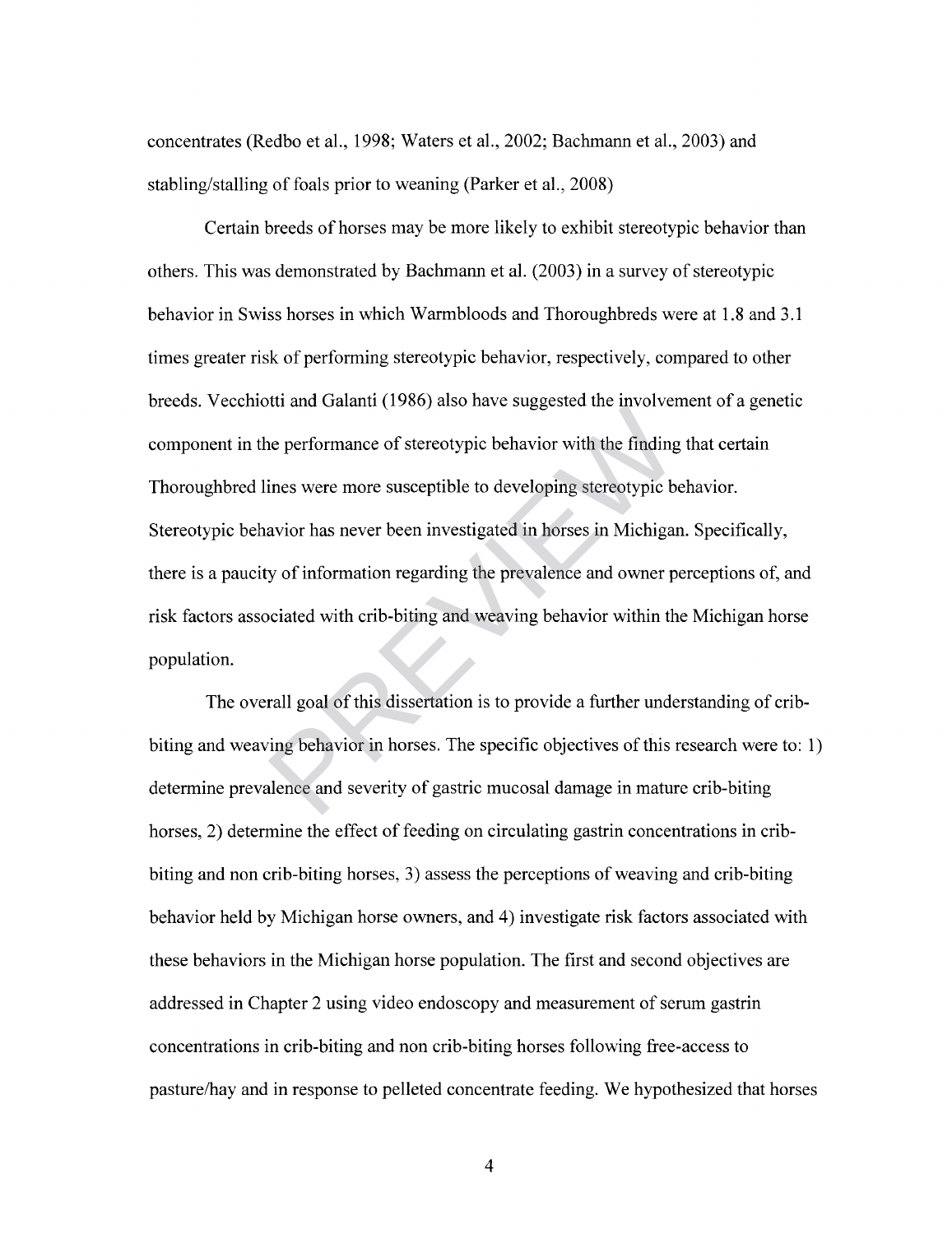concentrates (Redbo et al., 1998; Waters et al., 2002; Bachmann et al., 2003) and stabling/stalling of foals prior to weaning (Parker et al., 2008)

Certain breeds of horses may be more likely to exhibit stereotypic behavior than others. This was demonstrated by Bachmann et al. (2003) in a survey of stereotypic behavior in Swiss horses in which Warmbloods and Thoroughbreds were at 1.8 and 3.1 times greater risk of performing stereotypic behavior, respectively, compared to other breeds. Vecchiotti and Galanti (1986) also have suggested the involvement of a genetic component in the performance of stereotypic behavior with the finding that certain Thoroughbred lines were more susceptible to developing stereotypic behavior. Stereotypic behavior has never been investigated in horses in Michigan. Specifically, there is a paucity of information regarding the prevalence and owner perceptions of, and risk factors associated with crib-biting and weaving behavior within the Michigan horse population.

The overall goal of this dissertation is to provide a further understanding of crib-biting and weaving behavior in horses. The specific objectives of this research were to: 1) determine prevalence and severity of gastric mucosal damage in mature crib-biting horses, 2) determine the effect of feeding on circulating gastrin concentrations in crib-biting and non crib-biting horses, 3) assess the perceptions of weaving and crib-biting behavior held by Michigan horse owners, and 4) investigate risk factors associated with these behaviors in the Michigan horse population. The first and second objectives are addressed in Chapter 2 using video endoscopy and measurement of serum gastrin concentrations in crib-biting and non crib-biting horses following free-access to pasture/hay and in response to pelleted concentrate feeding. We hypothesized that horses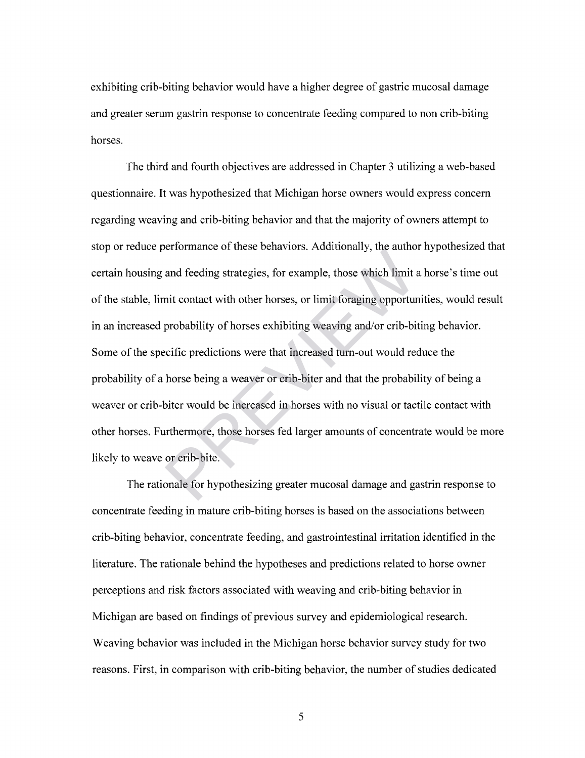exhibiting crib-biting behavior would have a higher degree of gastric mucosal damage and greater serum gastrin response to concentrate feeding compared to non crib-biting horses.

The third and fourth objectives are addressed in Chapter 3 utilizing a web-based questionnaire. It was hypothesized that Michigan horse owners would express concern regarding weaving and crib-biting behavior and that the majority of owners attempt to stop or reduce performance of these behaviors. Additionally, the author hypothesized that certain housing and feeding strategies, for example, those which limit a horse's time out of the stable, limit contact with other horses, or limit foraging opportunities, would result in an increased probability of horses exhibiting weaving and/or crib-biting behavior. Some of the specific predictions were that increased turn-out would reduce the probability of a horse being a weaver or crib-biter and that the probability of being a weaver or crib-biter would be increased in horses with no visual or tactile contact with other horses. Furthermore, those horses fed larger amounts of concentrate would be more likely to weave or crib-bite.

The rationale for hypothesizing greater mucosal damage and gastrin response to concentrate feeding in mature crib-biting horses is based on the associations between crib-biting behavior, concentrate feeding, and gastrointestinal irritation identified in the literature. The rationale behind the hypotheses and predictions related to horse owner perceptions and risk factors associated with weaving and crib-biting behavior in Michigan are based on findings of previous survey and epidemiological research. Weaving behavior was included in the Michigan horse behavior survey study for two reasons. First, in comparison with crib-biting behavior, the number of studies dedicated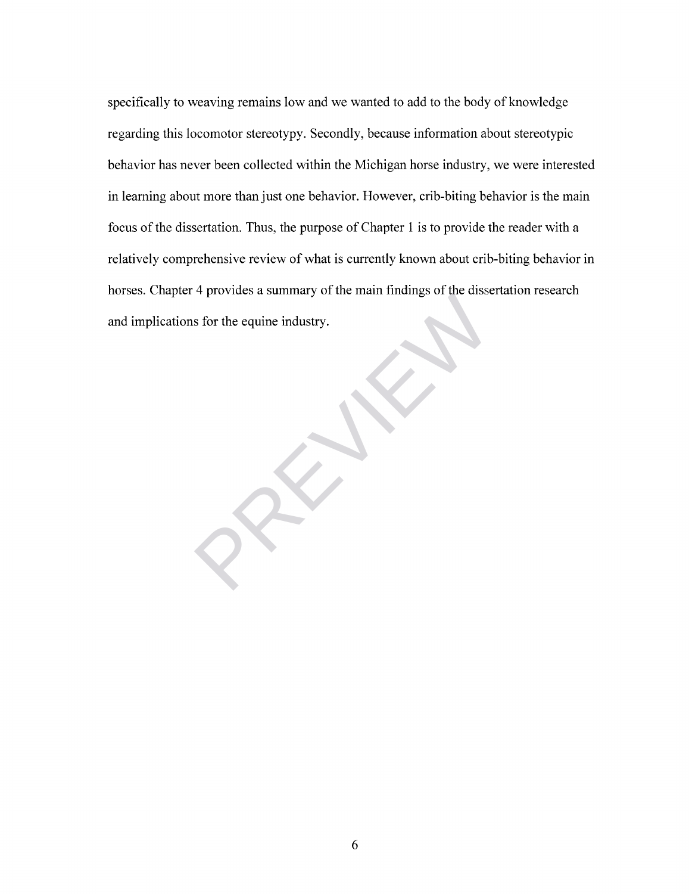specifically to weaving remains low and we wanted to add to the body of knowledge regarding this locomotor stereotypy. Secondly, because information about stereotypic behavior has never been collected within the Michigan horse industry, we were interested in learning about more than just one behavior. However, crib-biting behavior is the main focus of the dissertation. Thus, the purpose of Chapter 1 is to provide the reader with a relatively comprehensive review of what is currently known about crib-biting behavior in horses. Chapter 4 provides a summary of the main findings of the dissertation research and implications for the equine industry.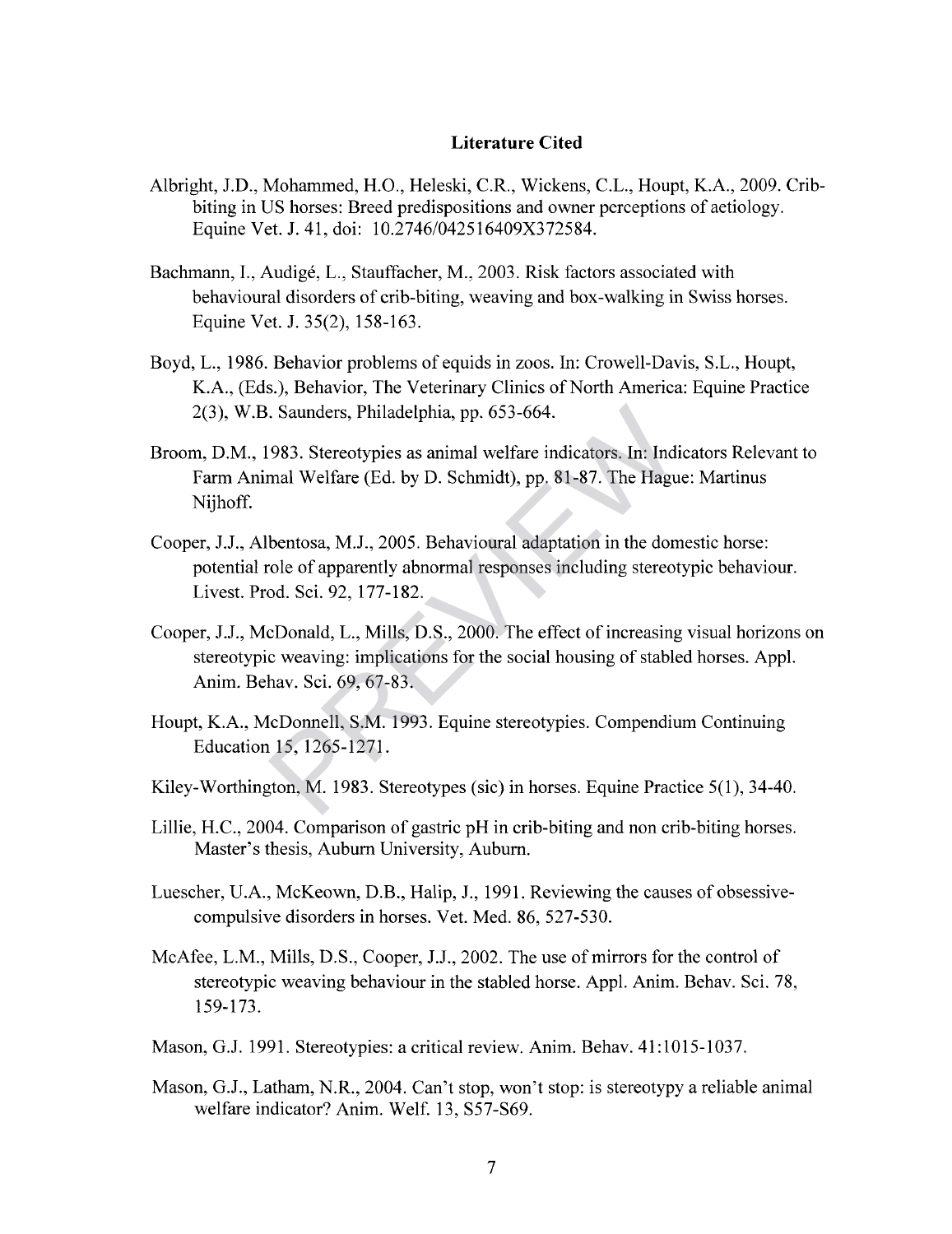## Literature Cited

Albright, J.D., Mohammed, H.O., Heleski, C.R., Wickens, C.L., Houpt, K.A., 2009. Crib-biting in US horses: Breed predispositions and owner perceptions of aetiology. Equine Vet. J. 41, doi: 10.2746/042516409X372584.

Bachmann, I., Audigé, L., Stauffacher, M., 2003. Risk factors associated with behavioural disorders of crib-biting, weaving and box-walking in Swiss horses. Equine Vet. J. 35(2), 158-163.

Boyd, L., 1986. Behavior problems of equids in zoos. In: Crowell-Davis, S.L., Houpt, K.A., (Eds.), Behavior, The Veterinary Clinics of North America: Equine Practice 2(3), W.B. Saunders, Philadelphia, pp. 653-664.

Broom, D.M., 1983. Stereotypies as animal welfare indicators. In: Indicators Relevant to Farm Animal Welfare (Ed. by D. Schmidt), pp. 81-87. The Hague: Martinus Nijhoff.

Cooper, J.J., Albentosa, M.J., 2005. Behavioural adaptation in the domestic horse: potential role of apparently abnormal responses including stereotypic behaviour. Livest. Prod. Sci. 92, 177-182.

Cooper, J.J., McDonald, L., Mills, D.S., 2000. The effect of increasing visual horizons on stereotypic weaving: implications for the social housing of stabled horses. Appl. Anim. Behav. Sci. 69, 67-83.

Houpt, K.A., McDonnell, S.M. 1993. Equine stereotypies. Compendium Continuing Education 15, 1265-1271.

Kiley-Worthington, M. 1983. Stereotypes (sic) in horses. Equine Practice 5(1), 34-40.

Lillie, H.C., 2004. Comparison of gastric pH in crib-biting and non crib-biting horses. Master's thesis, Auburn University, Auburn.

Luescher, U.A., McKeown, D.B., Halip, J., 1991. Reviewing the causes of obsessive-compulsive disorders in horses. Vet. Med. 86, 527-530.

McAfee, L.M., Mills, D.S., Cooper, J.J., 2002. The use of mirrors for the control of stereotypic weaving behaviour in the stabled horse. Appl. Anim. Behav. Sci. 78, 159-173.

Mason, G.J. 1991. Stereotypies: a critical review. Anim. Behav. 41:1015-1037.

Mason, G.J., Latham, N.R., 2004. Can't stop, won't stop: is stereotypy a reliable animal welfare indicator? Anim. Welf. 13, S57-S69.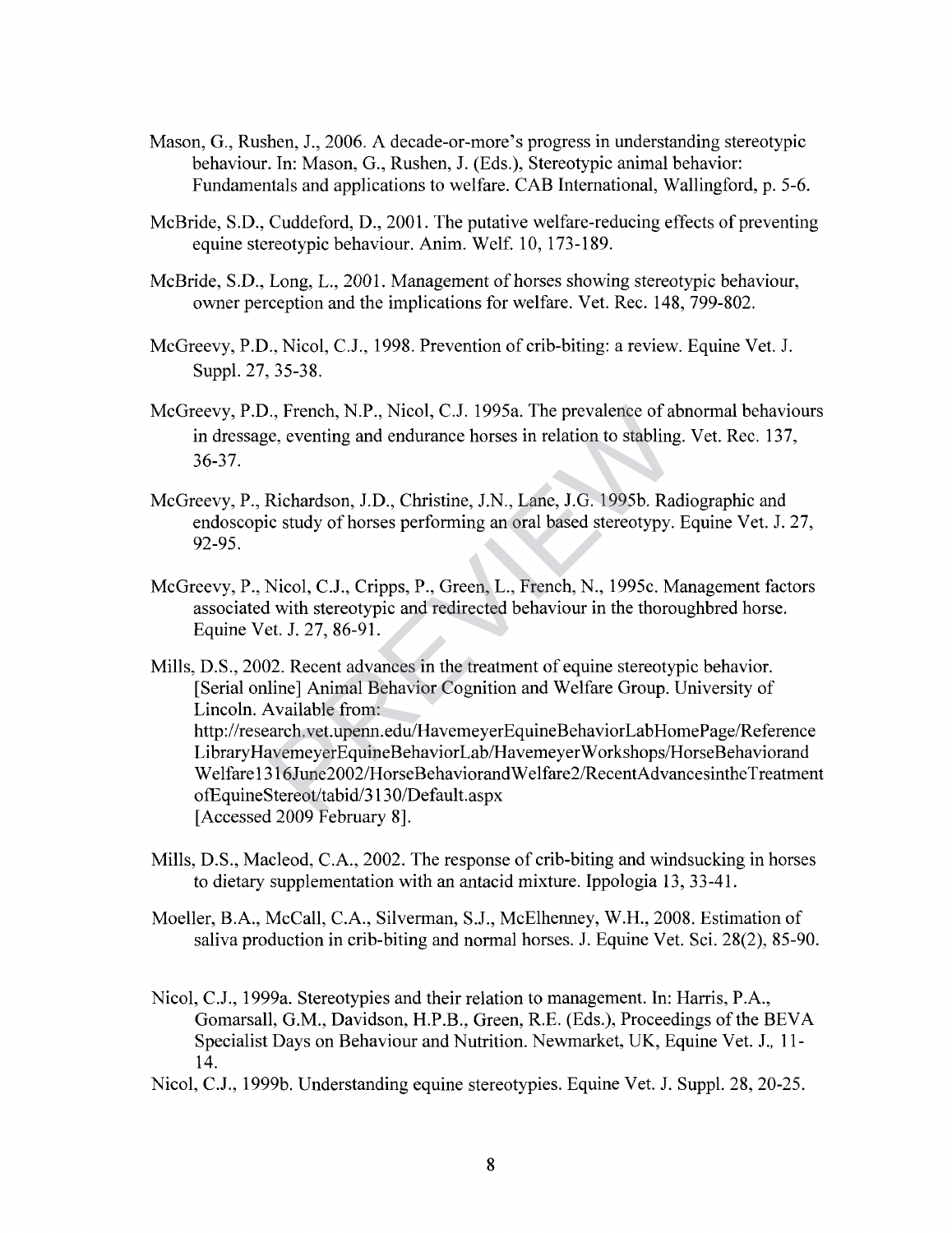Mason, G., Rushen, J., 2006. A decade-or-more's progress in understanding stereotypic behaviour. In: Mason, G., Rushen, J. (Eds.), Stereotypic animal behavior: Fundamentals and applications to welfare. CAB International, Wallingford, p. 5-6.

McBride, S.D., Cuddeford, D., 2001. The putative welfare-reducing effects of preventing equine stereotypic behaviour. Anim. Welf. 10, 173-189.

McBride, S.D., Long, L., 2001. Management of horses showing stereotypic behaviour, owner perception and the implications for welfare. Vet. Rec. 148, 799-802.

McGreevy, P.D., Nicol, C.J., 1998. Prevention of crib-biting: a review. Equine Vet. J. Suppl. 27, 35-38.

McGreevy, P.D., French, N.P., Nicol, C.J. 1995a. The prevalence of abnormal behaviours in dressage, eventing and endurance horses in relation to stabling. Vet. Rec. 137, 36-37.

McGreevy, P., Richardson, J.D., Christine, J.N., Lane, J.G. 1995b. Radiographic and endoscopic study of horses performing an oral based stereotypy. Equine Vet. J. 27, 92-95.

McGreevy, P., Nicol, C.J., Cripps, P., Green, L., French, N., 1995c. Management factors associated with stereotypic and redirected behaviour in the thoroughbred horse. Equine Vet. J. 27, 86-91.

Mills, D.S., 2002. Recent advances in the treatment of equine stereotypic behavior. [Serial online] Animal Behavior Cognition and Welfare Group. University of Lincoln. Available from: http://research.vet.upenn.edu/HavemeyerEquineBehaviorLabHomePage/ReferenceLibraryHavemeyerEquineBehaviorLab/HavemeyerWorkshops/HorseBehaviorandWelfare1316June2002/HorseBehaviorandWelfare2/RecentAdvancesintheTreatmentofEquineStereot/tabid/3130/Default.aspx [Accessed 2009 February 8].

Mills, D.S., Macleod, C.A., 2002. The response of crib-biting and windsucking in horses to dietary supplementation with an antacid mixture. Ippologia 13, 33-41.

Moeller, B.A., McCall, C.A., Silverman, S.J., McElhenney, W.H., 2008. Estimation of saliva production in crib-biting and normal horses. J. Equine Vet. Sci. 28(2), 85-90.

Nicol, C.J., 1999a. Stereotypies and their relation to management. In: Harris, P.A., Gomarsall, G.M., Davidson, H.P.B., Green, R.E. (Eds.), Proceedings of the BEVA Specialist Days on Behaviour and Nutrition. Newmarket, UK, Equine Vet. J., 11-14.

Nicol, C.J., 1999b. Understanding equine stereotypies. Equine Vet. J. Suppl. 28, 20-25.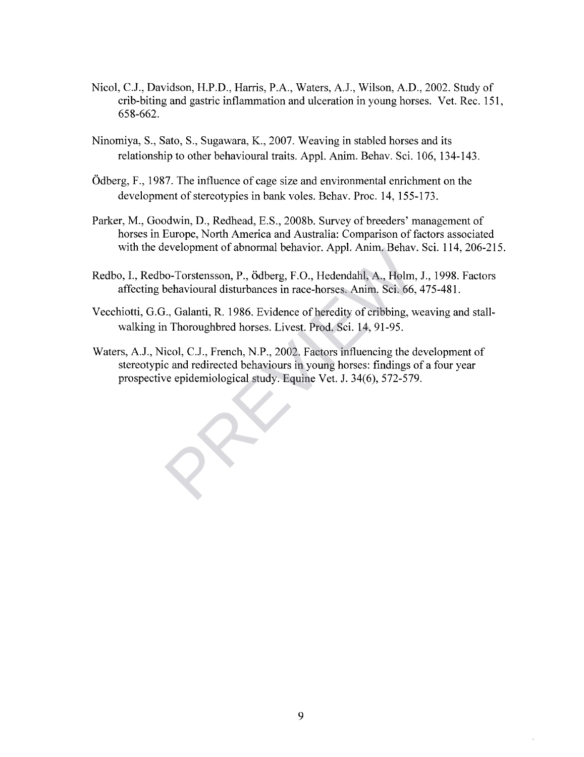Nicol, C.J., Davidson, H.P.D., Harris, P.A., Waters, A.J., Wilson, A.D., 2002. Study of crib-biting and gastric inflammation and ulceration in young horses. Vet. Rec. 151, 658-662.

Ninomiya, S., Sato, S., Sugawara, K., 2007. Weaving in stabled horses and its relationship to other behavioural traits. Appl. Anim. Behav. Sci. 106, 134-143.

Ödberg, F., 1987. The influence of cage size and environmental enrichment on the development of stereotypies in bank voles. Behav. Proc. 14, 155-173.

Parker, M., Goodwin, D., Redhead, E.S., 2008b. Survey of breeders' management of horses in Europe, North America and Australia: Comparison of factors associated with the development of abnormal behavior. Appl. Anim. Behav. Sci. 114, 206-215.

Redbo, I., Redbo-Torstensson, P., ödberg, F.O., Hedendahl, A., Holm, J., 1998. Factors affecting behavioural disturbances in race-horses. Anim. Sci. 66, 475-481.

Vecchiotti, G.G., Galanti, R. 1986. Evidence of heredity of cribbing, weaving and stall-walking in Thoroughbred horses. Livest. Prod. Sci. 14, 91-95.

Waters, A.J., Nicol, C.J., French, N.P., 2002. Factors influencing the development of stereotypic and redirected behaviours in young horses: findings of a four year prospective epidemiological study. Equine Vet. J. 34(6), 572-579.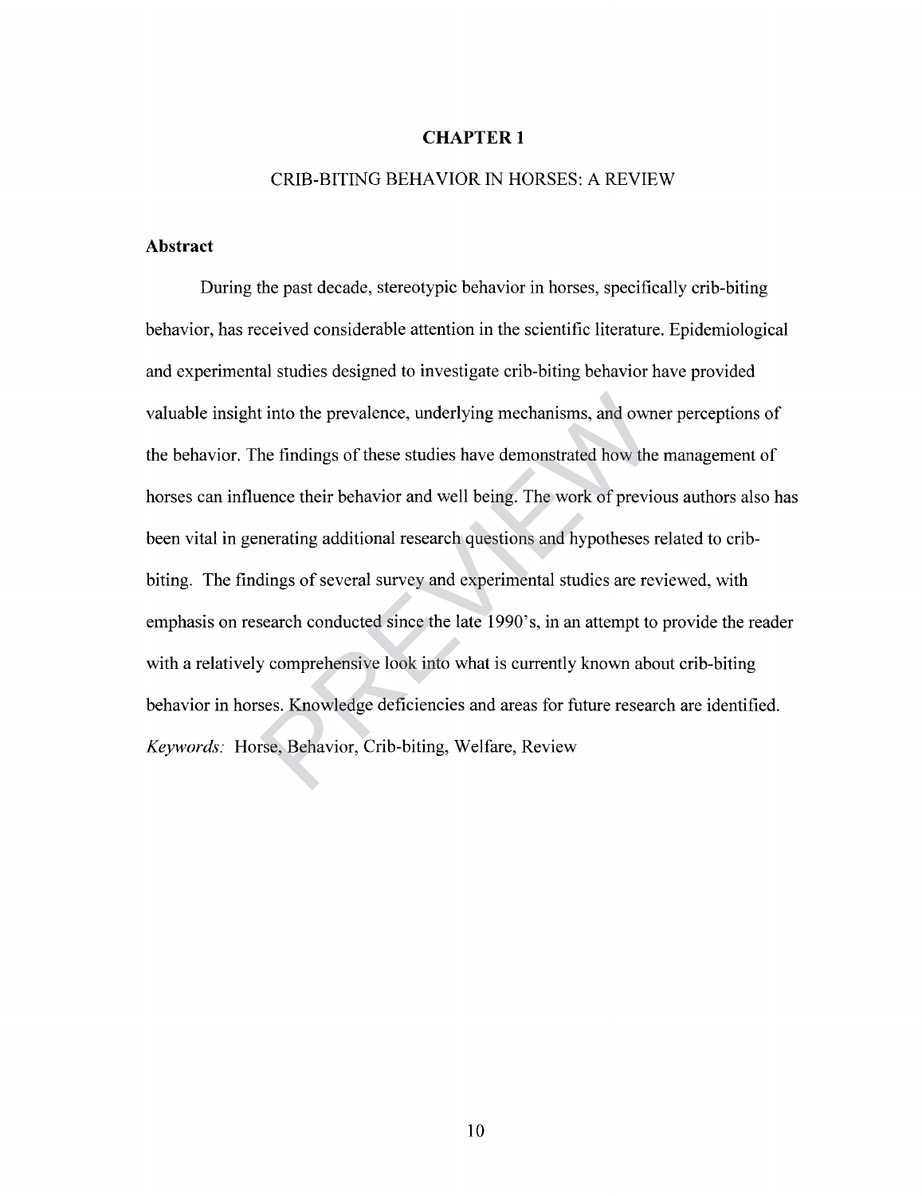# CHAPTER 1

## CRIB-BITING BEHAVIOR IN HORSES: A REVIEW

### Abstract

During the past decade, stereotypic behavior in horses, specifically crib-biting behavior, has received considerable attention in the scientific literature. Epidemiological and experimental studies designed to investigate crib-biting behavior have provided valuable insight into the prevalence, underlying mechanisms, and owner perceptions of the behavior. The findings of these studies have demonstrated how the management of horses can influence their behavior and well being. The work of previous authors also has been vital in generating additional research questions and hypotheses related to crib-biting. The findings of several survey and experimental studies are reviewed, with emphasis on research conducted since the late 1990's, in an attempt to provide the reader with a relatively comprehensive look into what is currently known about crib-biting behavior in horses. Knowledge deficiencies and areas for future research are identified.

*Keywords:* Horse, Behavior, Crib-biting, Welfare, Review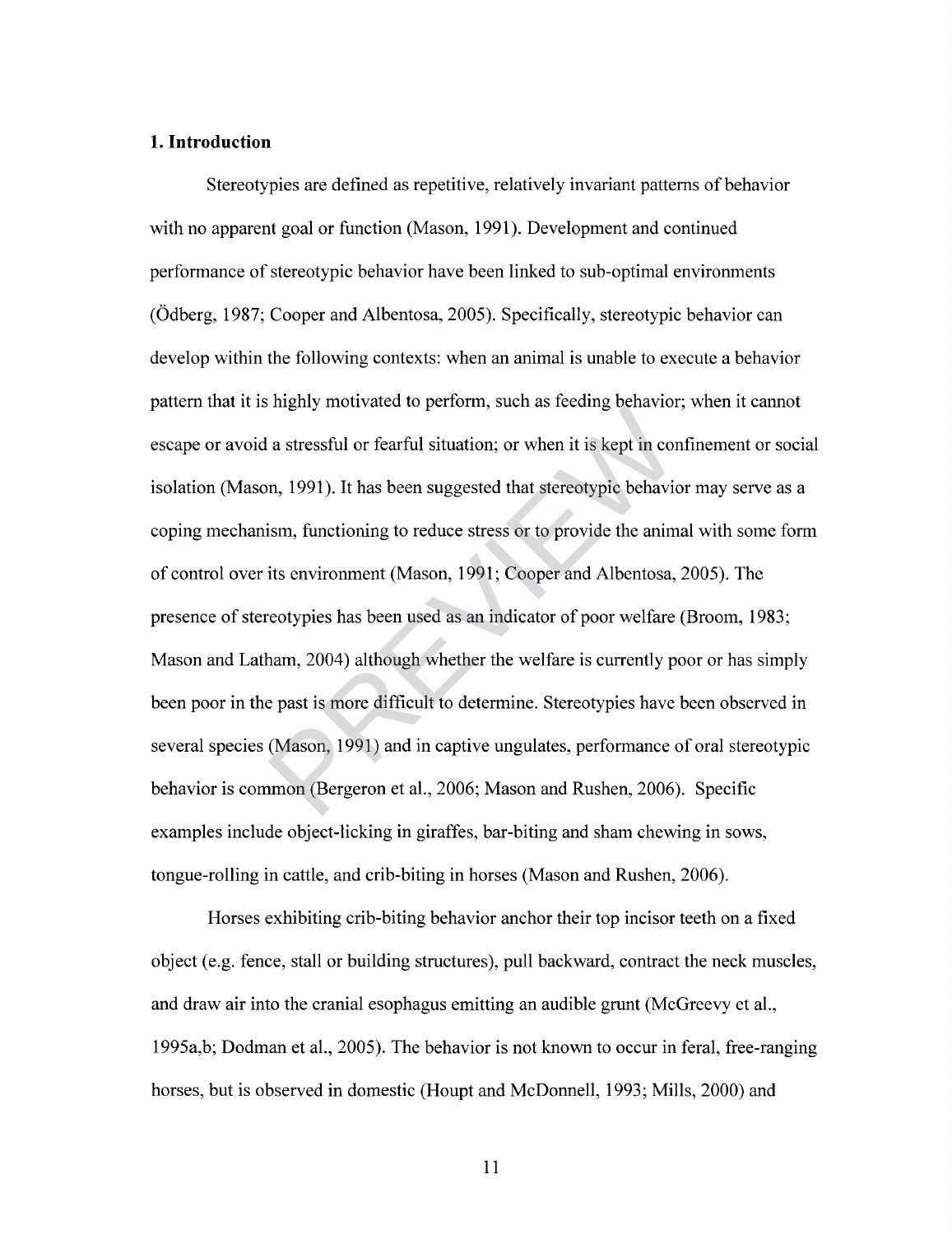## 1. Introduction

Stereotypies are defined as repetitive, relatively invariant patterns of behavior with no apparent goal or function (Mason, 1991). Development and continued performance of stereotypic behavior have been linked to sub-optimal environments (Ödberg, 1987; Cooper and Albentosa, 2005). Specifically, stereotypic behavior can develop within the following contexts: when an animal is unable to execute a behavior pattern that it is highly motivated to perform, such as feeding behavior; when it cannot escape or avoid a stressful or fearful situation; or when it is kept in confinement or social isolation (Mason, 1991). It has been suggested that stereotypic behavior may serve as a coping mechanism, functioning to reduce stress or to provide the animal with some form of control over its environment (Mason, 1991; Cooper and Albentosa, 2005). The presence of stereotypies has been used as an indicator of poor welfare (Broom, 1983; Mason and Latham, 2004) although whether the welfare is currently poor or has simply been poor in the past is more difficult to determine. Stereotypies have been observed in several species (Mason, 1991) and in captive ungulates, performance of oral stereotypic behavior is common (Bergeron et al., 2006; Mason and Rushen, 2006). Specific examples include object-licking in giraffes, bar-biting and sham chewing in sows, tongue-rolling in cattle, and crib-biting in horses (Mason and Rushen, 2006).

Horses exhibiting crib-biting behavior anchor their top incisor teeth on a fixed object (e.g. fence, stall or building structures), pull backward, contract the neck muscles, and draw air into the cranial esophagus emitting an audible grunt (McGreevy et al., 1995a,b; Dodman et al., 2005). The behavior is not known to occur in feral, free-ranging horses, but is observed in domestic (Houpt and McDonnell, 1993; Mills, 2000) and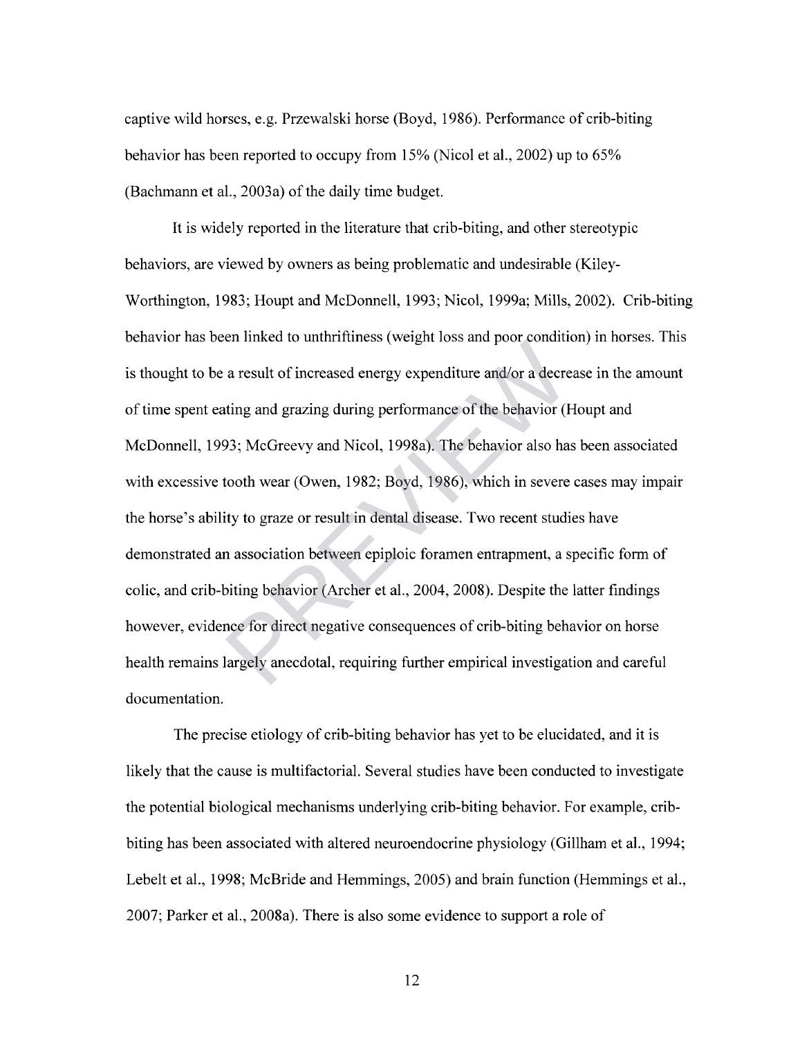captive wild horses, e.g. Przewalski horse (Boyd, 1986). Performance of crib-biting behavior has been reported to occupy from 15% (Nicol et al., 2002) up to 65% (Bachmann et al., 2003a) of the daily time budget.

It is widely reported in the literature that crib-biting, and other stereotypic behaviors, are viewed by owners as being problematic and undesirable (Kiley-Worthington, 1983; Houpt and McDonnell, 1993; Nicol, 1999a; Mills, 2002). Crib-biting behavior has been linked to unthriftiness (weight loss and poor condition) in horses. This is thought to be a result of increased energy expenditure and/or a decrease in the amount of time spent eating and grazing during performance of the behavior (Houpt and McDonnell, 1993; McGreevy and Nicol, 1998a). The behavior also has been associated with excessive tooth wear (Owen, 1982; Boyd, 1986), which in severe cases may impair the horse's ability to graze or result in dental disease. Two recent studies have demonstrated an association between epiploic foramen entrapment, a specific form of colic, and crib-biting behavior (Archer et al., 2004, 2008). Despite the latter findings however, evidence for direct negative consequences of crib-biting behavior on horse health remains largely anecdotal, requiring further empirical investigation and careful documentation.

The precise etiology of crib-biting behavior has yet to be elucidated, and it is likely that the cause is multifactorial. Several studies have been conducted to investigate the potential biological mechanisms underlying crib-biting behavior. For example, crib-biting has been associated with altered neuroendocrine physiology (Gillham et al., 1994; Lebelt et al., 1998; McBride and Hemmings, 2005) and brain function (Hemmings et al., 2007; Parker et al., 2008a). There is also some evidence to support a role of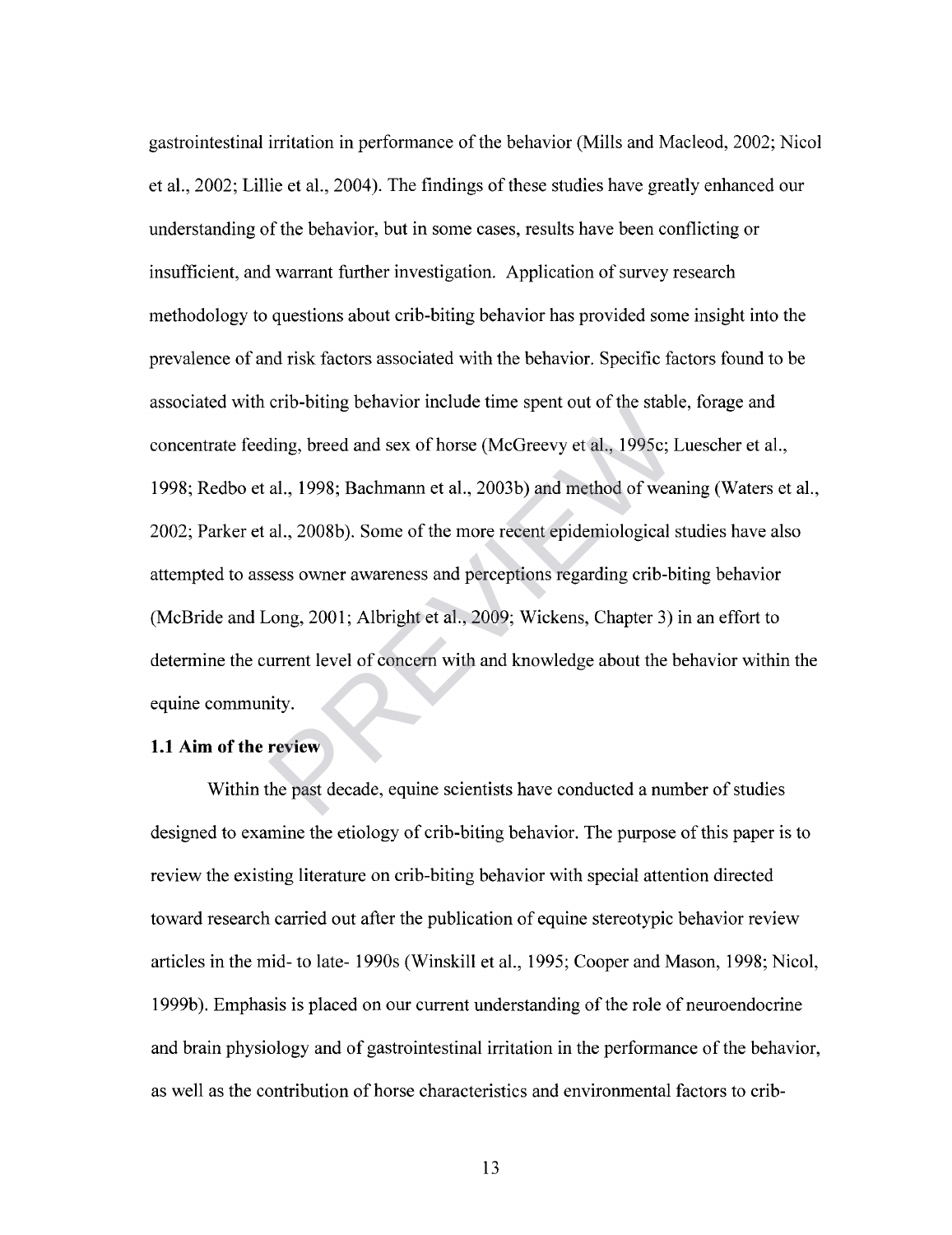gastrointestinal irritation in performance of the behavior (Mills and Macleod, 2002; Nicol et al., 2002; Lillie et al., 2004). The findings of these studies have greatly enhanced our understanding of the behavior, but in some cases, results have been conflicting or insufficient, and warrant further investigation. Application of survey research methodology to questions about crib-biting behavior has provided some insight into the prevalence of and risk factors associated with the behavior. Specific factors found to be associated with crib-biting behavior include time spent out of the stable, forage and concentrate feeding, breed and sex of horse (McGreevy et al., 1995c; Luescher et al., 1998; Redbo et al., 1998; Bachmann et al., 2003b) and method of weaning (Waters et al., 2002; Parker et al., 2008b). Some of the more recent epidemiological studies have also attempted to assess owner awareness and perceptions regarding crib-biting behavior (McBride and Long, 2001; Albright et al., 2009; Wickens, Chapter 3) in an effort to determine the current level of concern with and knowledge about the behavior within the equine community.

### 1.1 Aim of the review

Within the past decade, equine scientists have conducted a number of studies designed to examine the etiology of crib-biting behavior. The purpose of this paper is to review the existing literature on crib-biting behavior with special attention directed toward research carried out after the publication of equine stereotypic behavior review articles in the mid- to late- 1990s (Winskill et al., 1995; Cooper and Mason, 1998; Nicol, 1999b). Emphasis is placed on our current understanding of the role of neuroendocrine and brain physiology and of gastrointestinal irritation in the performance of the behavior, as well as the contribution of horse characteristics and environmental factors to crib-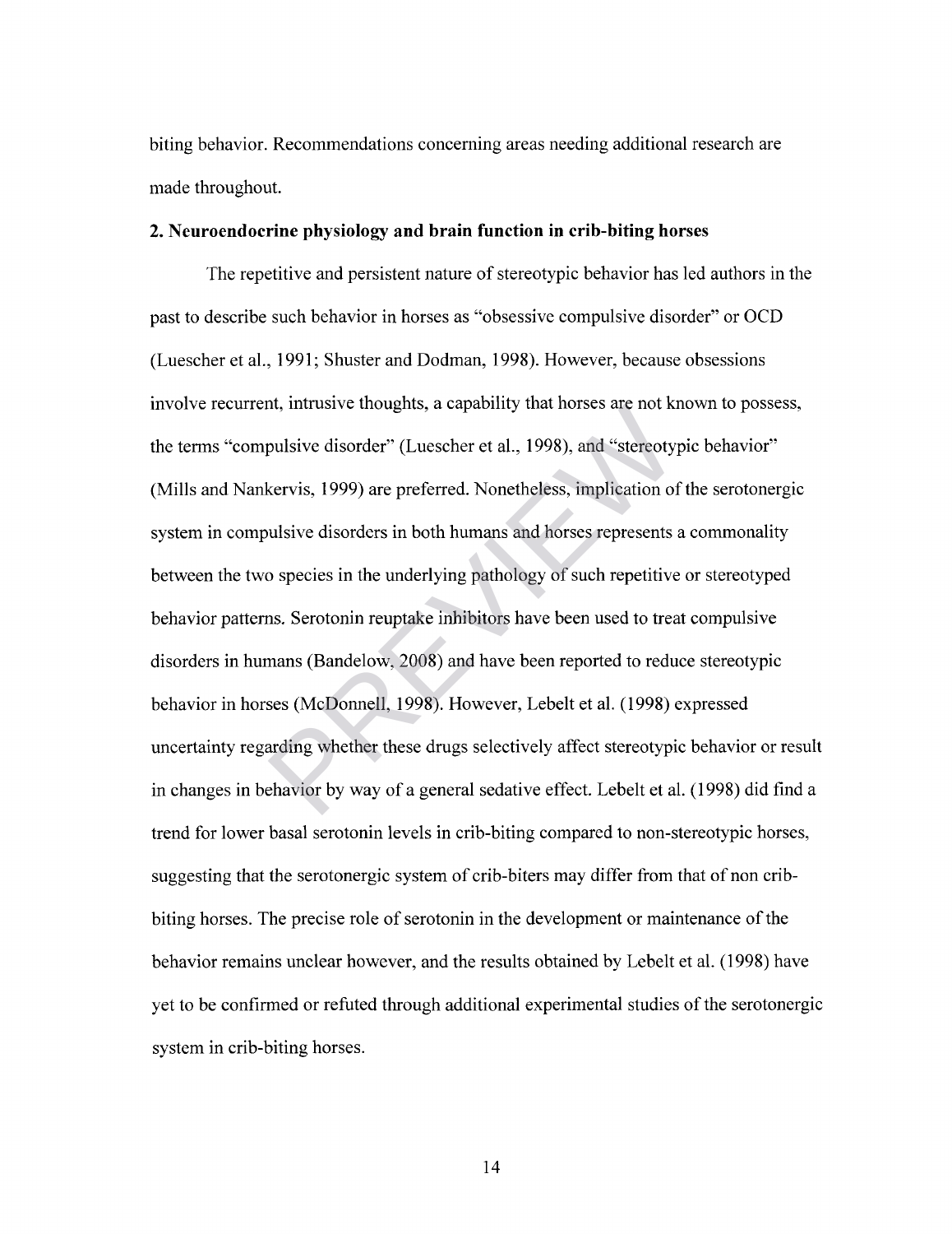biting behavior. Recommendations concerning areas needing additional research are made throughout.

## 2. Neuroendocrine physiology and brain function in crib-biting horses

The repetitive and persistent nature of stereotypic behavior has led authors in the past to describe such behavior in horses as "obsessive compulsive disorder" or OCD (Luescher et al., 1991; Shuster and Dodman, 1998). However, because obsessions involve recurrent, intrusive thoughts, a capability that horses are not known to possess, the terms "compulsive disorder" (Luescher et al., 1998), and "stereotypic behavior" (Mills and Nankervis, 1999) are preferred. Nonetheless, implication of the serotonergic system in compulsive disorders in both humans and horses represents a commonality between the two species in the underlying pathology of such repetitive or stereotyped behavior patterns. Serotonin reuptake inhibitors have been used to treat compulsive disorders in humans (Bandelow, 2008) and have been reported to reduce stereotypic behavior in horses (McDonnell, 1998). However, Lebelt et al. (1998) expressed uncertainty regarding whether these drugs selectively affect stereotypic behavior or result in changes in behavior by way of a general sedative effect. Lebelt et al. (1998) did find a trend for lower basal serotonin levels in crib-biting compared to non-stereotypic horses, suggesting that the serotonergic system of crib-biters may differ from that of non crib-biting horses. The precise role of serotonin in the development or maintenance of the behavior remains unclear however, and the results obtained by Lebelt et al. (1998) have yet to be confirmed or refuted through additional experimental studies of the serotonergic system in crib-biting horses.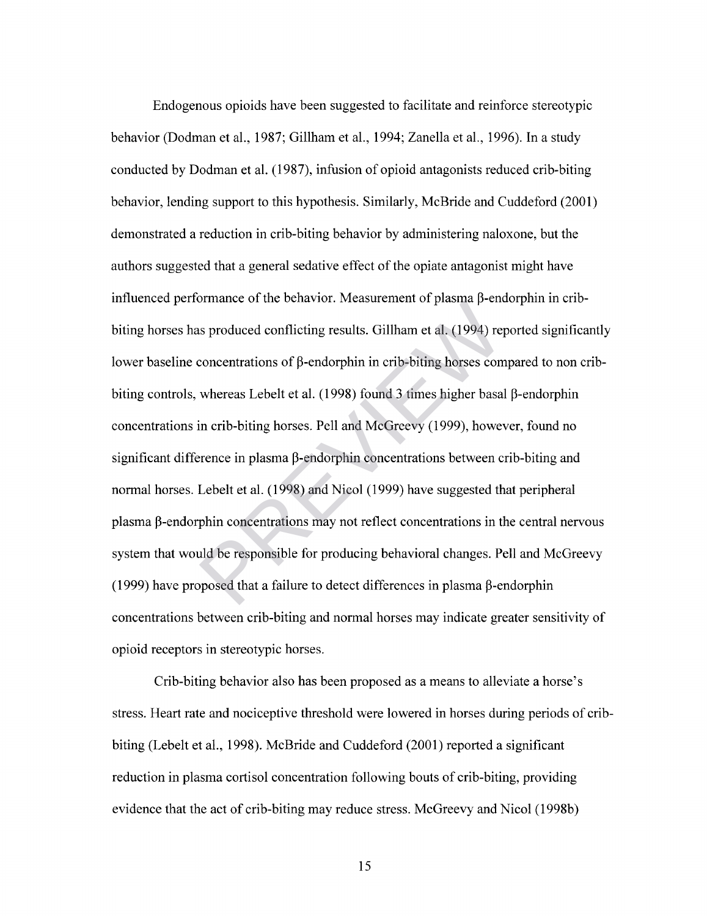Endogenous opioids have been suggested to facilitate and reinforce stereotypic behavior (Dodman et al., 1987; Gillham et al., 1994; Zanella et al., 1996). In a study conducted by Dodman et al. (1987), infusion of opioid antagonists reduced crib-biting behavior, lending support to this hypothesis. Similarly, McBride and Cuddeford (2001) demonstrated a reduction in crib-biting behavior by administering naloxone, but the authors suggested that a general sedative effect of the opiate antagonist might have influenced performance of the behavior. Measurement of plasma β-endorphin in crib-biting horses has produced conflicting results. Gillham et al. (1994) reported significantly lower baseline concentrations of β-endorphin in crib-biting horses compared to non crib-biting controls, whereas Lebelt et al. (1998) found 3 times higher basal β-endorphin concentrations in crib-biting horses. Pell and McGreevy (1999), however, found no significant difference in plasma β-endorphin concentrations between crib-biting and normal horses. Lebelt et al. (1998) and Nicol (1999) have suggested that peripheral plasma β-endorphin concentrations may not reflect concentrations in the central nervous system that would be responsible for producing behavioral changes. Pell and McGreevy (1999) have proposed that a failure to detect differences in plasma β-endorphin concentrations between crib-biting and normal horses may indicate greater sensitivity of opioid receptors in stereotypic horses.

Crib-biting behavior also has been proposed as a means to alleviate a horse's stress. Heart rate and nociceptive threshold were lowered in horses during periods of crib-biting (Lebelt et al., 1998). McBride and Cuddeford (2001) reported a significant reduction in plasma cortisol concentration following bouts of crib-biting, providing evidence that the act of crib-biting may reduce stress. McGreevy and Nicol (1998b)